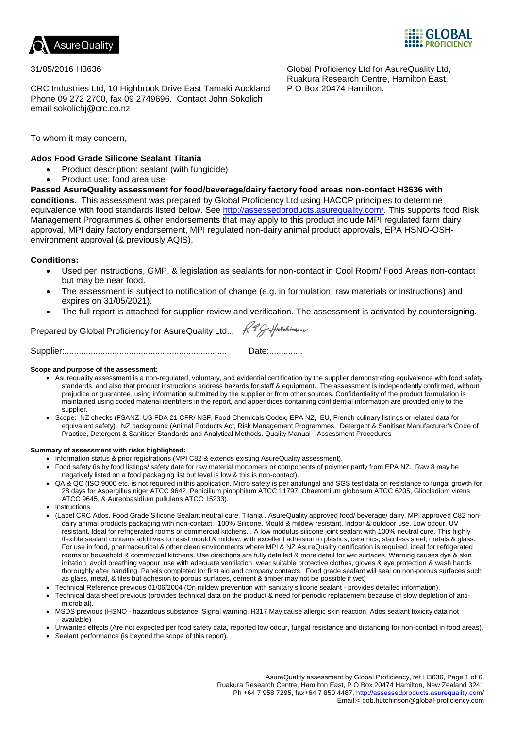AsureQuality

GLOBAL PROFICIENCY

31/05/2016 H3636

CRC Industries Ltd, 10 Highbrook Drive East Tamaki Auckland
Phone 09 272 2700, fax 09 2749696. Contact John Sokolich
email sokolichj@crc.co.nz

Global Proficiency Ltd for AsureQuality Ltd,
Ruakura Research Centre, Hamilton East,
P O Box 20474 Hamilton.

To whom it may concern,

**Ados Food Grade Silicone Sealant Titania**

- Product description: sealant (with fungicide)
- Product use: food area use

**Passed AsureQuality assessment for food/beverage/dairy factory food areas non-contact H3636 with conditions**. This assessment was prepared by Global Proficiency Ltd using HACCP principles to determine equivalence with food standards listed below. See http://assessedproducts.asurequality.com/. This supports food Risk Management Programmes & other endorsements that may apply to this product include MPI regulated farm dairy approval, MPI dairy factory endorsement, MPI regulated non-dairy animal product approvals, EPA HSNO-OSH-environment approval (& previously AQIS).

**Conditions:**

- Used per instructions, GMP, & legislation as sealants for non-contact in Cool Room/ Food Areas non-contact but may be near food.
- The assessment is subject to notification of change (e.g. in formulation, raw materials or instructions) and expires on 31/05/2021).
- The full report is attached for supplier review and verification. The assessment is activated by countersigning.

Prepared by Global Proficiency for AsureQuality Ltd... R E J Hutchinson

Supplier:..................................................................... Date:..............

**Scope and purpose of the assessment:**

- Asurequality assessment is a non-regulated, voluntary, and evidential certification by the supplier demonstrating equivalence with food safety standards, and also that product instructions address hazards for staff & equipment. The assessment is independently confirmed, without prejudice or guarantee, using information submitted by the supplier or from other sources. Confidentiality of the product formulation is maintained using coded material identifiers in the report, and appendices containing confidential information are provided only to the supplier.
- Scope: NZ checks (FSANZ, US FDA 21 CFR/ NSF, Food Chemicals Codex, EPA NZ, EU, French culinary listings or related data for equivalent safety). NZ background (Animal Products Act, Risk Management Programmes. Detergent & Sanitiser Manufacturer's Code of Practice, Detergent & Sanitiser Standards and Analytical Methods. Quality Manual - Assessment Procedures

**Summary of assessment with risks highlighted:**

- Information status & prior registrations (MPI C82 & extends existing AsureQuality assessment).
- Food safety (is by food listings/ safety data for raw material monomers or components of polymer partly from EPA NZ. Raw 8 may be negatively listed on a food packaging list but level is low & this is non-contact).
- QA & QC (ISO 9000 etc. is not required in this application. Micro safety is per antifungal and SGS test data on resistance to fungal growth for 28 days for Aspergillus niger ATCC 9642, Penicilium pinophilum ATCC 11797, Chaetomium globosum ATCC 6205, Gliocladium virens ATCC 9645, & Aureobasidium pullulans ATCC 15233).
- Instructions
- (Label CRC Ados. Food Grade Silicone Sealant neutral cure, Titania . AsureQuality approved food/ beverage/ dairy. MPI approved C82 non-dairy animal products packaging with non-contact. 100% Silicone. Mould & mildew resistant. Indoor & outdoor use. Low odour. UV resistant. Ideal for refrigerated rooms or commercial kitchens. . A low modulus silicone joint sealant with 100% neutral cure. This highly flexible sealant contains additives to resist mould & mildew, with excellent adhesion to plastics, ceramics, stainless steel, metals & glass. For use in food, pharmaceutical & other clean environments where MPI & NZ AsureQuality certification is required, ideal for refrigerated rooms or household & commercial kitchens. Use directions are fully detailed & more detail for wet surfaces. Warning causes dye & skin irritation, avoid breathing vapour, use with adequate ventilation, wear suitable protective clothes, gloves & eye protection & wash hands thoroughly after handling. Panels completed for first aid and company contacts. Food grade sealant will seal on non-porous surfaces such as glass, metal, & tiles but adhesion to porous surfaces, cement & timber may not be possible if wet)
- Technical Reference previous 01/06/2004 (On mildew prevention with sanitary silicone sealant - provides detailed information).
- Technical data sheet previous (provides technical data on the product & need for periodic replacement because of slow depletion of anti-microbial).
- MSDS previous (HSNO - hazardous substance. Signal warning. H317 May cause allergic skin reaction. Ados sealant toxicity data not available)
- Unwanted effects (Are not expected per food safety data, reported low odour, fungal resistance and distancing for non-contact in food areas).
- Sealant performance (is beyond the scope of this report).

AsureQuality assessment by Global Proficiency, ref H3636
Ruakura Research Centre, Hamilton East, P O Box 20474 Hamilton, New Zealand 3241
Ph +64 7 958 7295, fax+64 7 850 4487, http://assessedproducts.asurequality.com/
Email:< bob.hutchinson@global-proficiency.com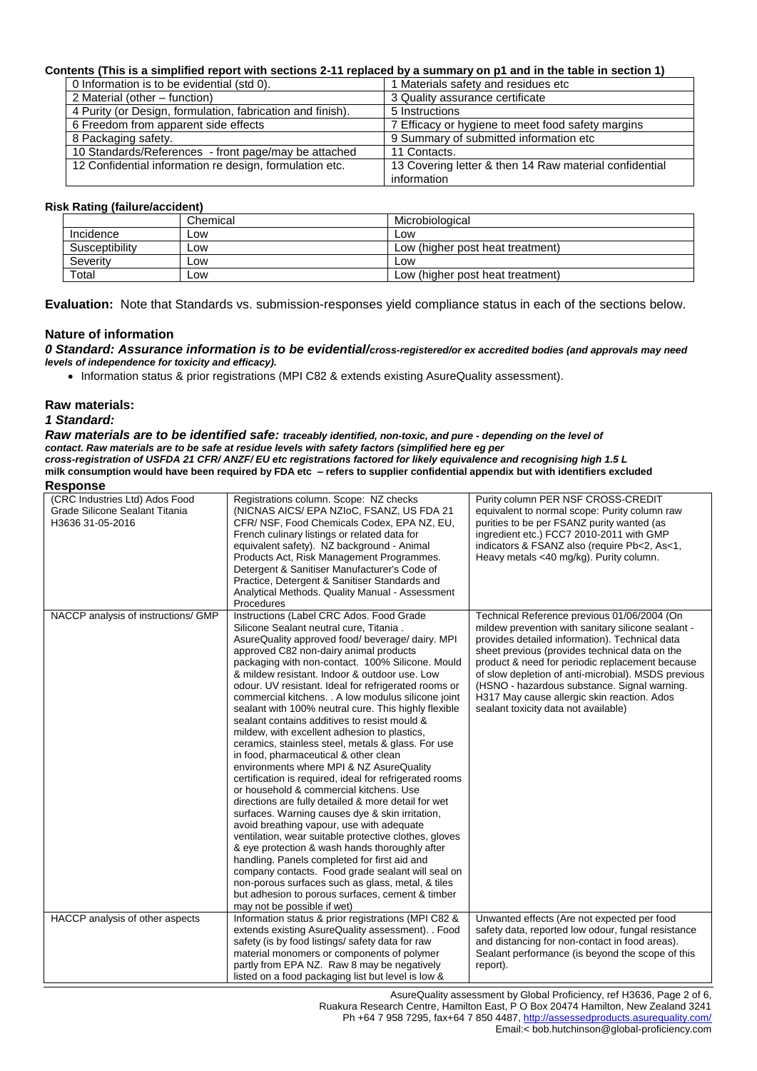**Contents (This is a simplified report with sections 2-11 replaced by a summary on p1 and in the table in section 1)**

| | |
|---|---|
| 0 Information is to be evidential (std 0). | 1 Materials safety and residues etc |
| 2 Material (other – function) | 3 Quality assurance certificate |
| 4 Purity (or Design, formulation, fabrication and finish). | 5 Instructions |
| 6 Freedom from apparent side effects | 7 Efficacy or hygiene to meet food safety margins |
| 8 Packaging safety. | 9 Summary of submitted information etc |
| 10 Standards/References - front page/may be attached | 11 Contacts. |
| 12 Confidential information re design, formulation etc. | 13 Covering letter & then 14 Raw material confidential information |

**Risk Rating (failure/accident)**

| | Chemical | Microbiological |
|---|---|---|
| Incidence | Low | Low |
| Susceptibility | Low | Low (higher post heat treatment) |
| Severity | Low | Low |
| Total | Low | Low (higher post heat treatment) |

**Evaluation:** Note that Standards vs. submission-responses yield compliance status in each of the sections below.

### Nature of information

***0 Standard: Assurance information is to be evidential/****cross-registered/or ex accredited bodies (and approvals may need levels of independence for toxicity and efficacy).*

- Information status & prior registrations (MPI C82 & extends existing AsureQuality assessment).

### Raw materials:

***1 Standard:***

***Raw materials are to be identified safe:*** ***traceably identified, non-toxic, and pure - depending on the level of contact. Raw materials are to be safe at residue levels with safety factors (simplified here eg per cross-registration of USFDA 21 CFR/ ANZF/ EU etc registrations factored for likely equivalence and recognising high 1.5 L*** **milk consumption would have been required by FDA etc – refers to supplier confidential appendix but with identifiers excluded**

**Response**

| | | |
|---|---|---|
| (CRC Industries Ltd) Ados Food Grade Silicone Sealant Titania H3636 31-05-2016 | Registrations column. Scope: NZ checks (NICNAS AICS/ EPA NZIoC, FSANZ, US FDA 21 CFR/ NSF, Food Chemicals Codex, EPA NZ, EU, French culinary listings or related data for equivalent safety). NZ background - Animal Products Act, Risk Management Programmes. Detergent & Sanitiser Manufacturer's Code of Practice, Detergent & Sanitiser Standards and Analytical Methods. Quality Manual - Assessment Procedures | Purity column PER NSF CROSS-CREDIT equivalent to normal scope: Purity column raw purities to be per FSANZ purity wanted (as ingredient etc.) FCC7 2010-2011 with GMP indicators & FSANZ also (require Pb<2, As<1, Heavy metals <40 mg/kg). Purity column. |
| NACCP analysis of instructions/ GMP | Instructions (Label CRC Ados. Food Grade Silicone Sealant neutral cure, Titania . AsureQuality approved food/ beverage/ dairy. MPI approved C82 non-dairy animal products packaging with non-contact. 100% Silicone. Mould & mildew resistant. Indoor & outdoor use. Low odour. UV resistant. Ideal for refrigerated rooms or commercial kitchens. . A low modulus silicone joint sealant with 100% neutral cure. This highly flexible sealant contains additives to resist mould & mildew, with excellent adhesion to plastics, ceramics, stainless steel, metals & glass. For use in food, pharmaceutical & other clean environments where MPI & NZ AsureQuality certification is required, ideal for refrigerated rooms or household & commercial kitchens. Use directions are fully detailed & more detail for wet surfaces. Warning causes dye & skin irritation, avoid breathing vapour, use with adequate ventilation, wear suitable protective clothes, gloves & eye protection & wash hands thoroughly after handling. Panels completed for first aid and company contacts. Food grade sealant will seal on non-porous surfaces such as glass, metal, & tiles but adhesion to porous surfaces, cement & timber may not be possible if wet) | Technical Reference previous 01/06/2004 (On mildew prevention with sanitary silicone sealant - provides detailed information). Technical data sheet previous (provides technical data on the product & need for periodic replacement because of slow depletion of anti-microbial). MSDS previous (HSNO - hazardous substance. Signal warning. H317 May cause allergic skin reaction. Ados sealant toxicity data not available) |
| HACCP analysis of other aspects | Information status & prior registrations (MPI C82 & extends existing AsureQuality assessment). . Food safety (is by food listings/ safety data for raw material monomers or components of polymer partly from EPA NZ. Raw 8 may be negatively listed on a food packaging list but level is low & | Unwanted effects (Are not expected per food safety data, reported low odour, fungal resistance and distancing for non-contact in food areas). Sealant performance (is beyond the scope of this report). |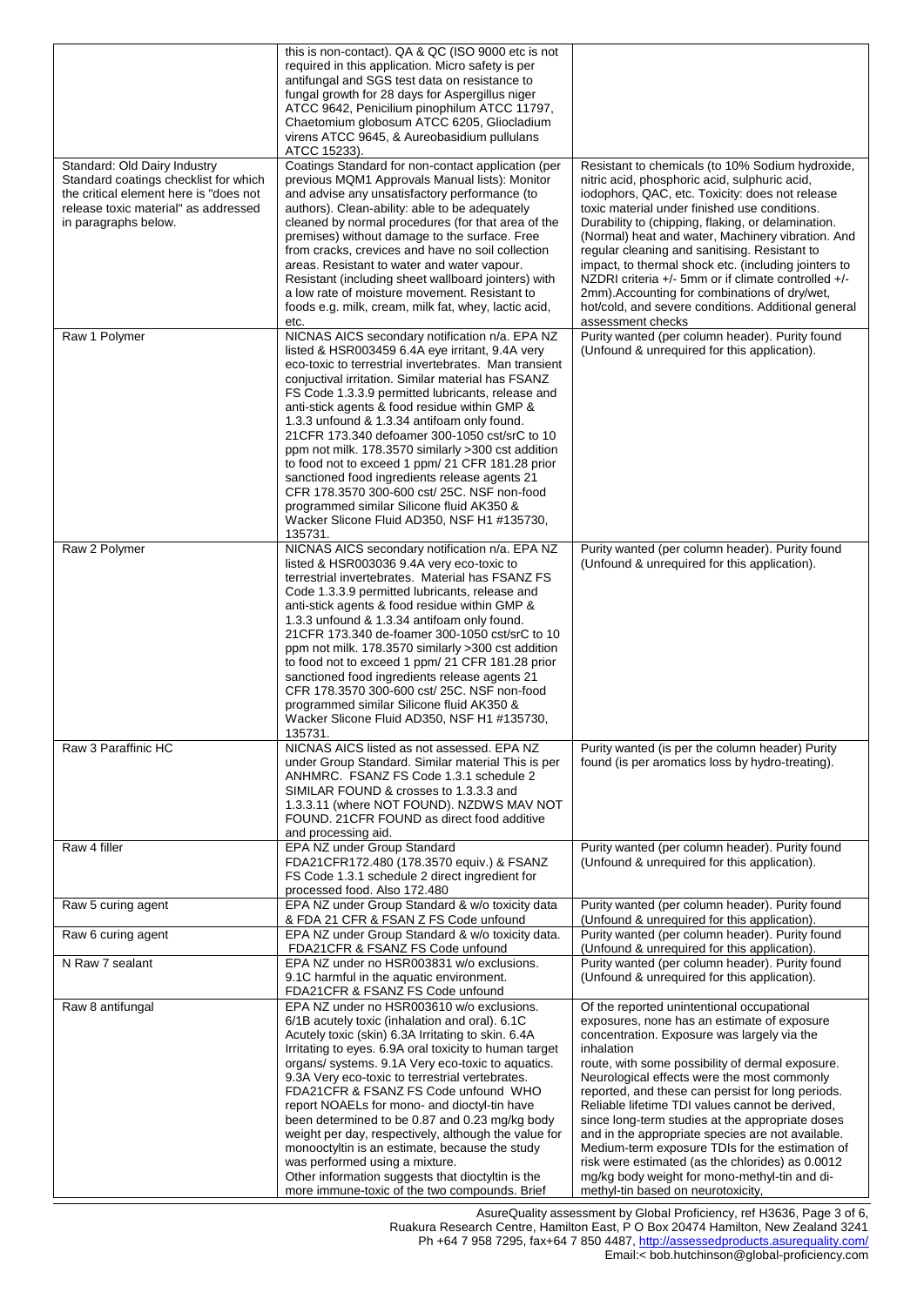| | | |
|---|---|---|
| | this is non-contact). QA & QC (ISO 9000 etc is not required in this application. Micro safety is per antifungal and SGS test data on resistance to fungal growth for 28 days for Aspergillus niger ATCC 9642, Penicilium pinophilum ATCC 11797, Chaetomium globosum ATCC 6205, Gliocladium virens ATCC 9645, & Aureobasidium pullulans ATCC 15233). | |
| Standard: Old Dairy Industry Standard coatings checklist for which the critical element here is "does not release toxic material" as addressed in paragraphs below. | Coatings Standard for non-contact application (per previous MQM1 Approvals Manual lists): Monitor and advise any unsatisfactory performance (to authors). Clean-ability: able to be adequately cleaned by normal procedures (for that area of the premises) without damage to the surface. Free from cracks, crevices and have no soil collection areas. Resistant to water and water vapour. Resistant (including sheet wallboard jointers) with a low rate of moisture movement. Resistant to foods e.g. milk, cream, milk fat, whey, lactic acid, etc. | Resistant to chemicals (to 10% Sodium hydroxide, nitric acid, phosphoric acid, sulphuric acid, iodophors, QAC, etc. Toxicity: does not release toxic material under finished use conditions. Durability to (chipping, flaking, or delamination. (Normal) heat and water, Machinery vibration. And regular cleaning and sanitising. Resistant to impact, to thermal shock etc. (including jointers to NZDRI criteria +/- 5mm or if climate controlled +/- 2mm).Accounting for combinations of dry/wet, hot/cold, and severe conditions. Additional general assessment checks |
| Raw 1 Polymer | NICNAS AICS secondary notification n/a. EPA NZ listed & HSR003459 6.4A eye irritant, 9.4A very eco-toxic to terrestrial invertebrates. Man transient conjuctival irritation. Similar material has FSANZ FS Code 1.3.3.9 permitted lubricants, release and anti-stick agents & food residue within GMP & 1.3.3 unfound & 1.3.34 antifoam only found. 21CFR 173.340 defoamer 300-1050 cst/srC to 10 ppm not milk. 178.3570 similarly >300 cst addition to food not to exceed 1 ppm/ 21 CFR 181.28 prior sanctioned food ingredients release agents 21 CFR 178.3570 300-600 cst/ 25C. NSF non-food programmed similar Silicone fluid AK350 & Wacker Slicone Fluid AD350, NSF H1 #135730, 135731. | Purity wanted (per column header). Purity found (Unfound & unrequired for this application). |
| Raw 2 Polymer | NICNAS AICS secondary notification n/a. EPA NZ listed & HSR003036 9.4A very eco-toxic to terrestrial invertebrates. Material has FSANZ FS Code 1.3.3.9 permitted lubricants, release and anti-stick agents & food residue within GMP & 1.3.3 unfound & 1.3.34 antifoam only found. 21CFR 173.340 de-foamer 300-1050 cst/srC to 10 ppm not milk. 178.3570 similarly >300 cst addition to food not to exceed 1 ppm/ 21 CFR 181.28 prior sanctioned food ingredients release agents 21 CFR 178.3570 300-600 cst/ 25C. NSF non-food programmed similar Silicone fluid AK350 & Wacker Slicone Fluid AD350, NSF H1 #135730, 135731. | Purity wanted (per column header). Purity found (Unfound & unrequired for this application). |
| Raw 3 Paraffinic HC | NICNAS AICS listed as not assessed. EPA NZ under Group Standard. Similar material This is per ANHMRC. FSANZ FS Code 1.3.1 schedule 2 SIMILAR FOUND & crosses to 1.3.3.3 and 1.3.3.11 (where NOT FOUND). NZDWS MAV NOT FOUND. 21CFR FOUND as direct food additive and processing aid. | Purity wanted (is per the column header) Purity found (is per aromatics loss by hydro-treating). |
| Raw 4 filler | EPA NZ under Group Standard FDA21CFR172.480 (178.3570 equiv.) & FSANZ FS Code 1.3.1 schedule 2 direct ingredient for processed food. Also 172.480 | Purity wanted (per column header). Purity found (Unfound & unrequired for this application). |
| Raw 5 curing agent | EPA NZ under Group Standard & w/o toxicity data & FDA 21 CFR & FSAN Z FS Code unfound | Purity wanted (per column header). Purity found (Unfound & unrequired for this application). |
| Raw 6 curing agent | EPA NZ under Group Standard & w/o toxicity data. FDA21CFR & FSANZ FS Code unfound | Purity wanted (per column header). Purity found (Unfound & unrequired for this application). |
| N Raw 7 sealant | EPA NZ under no HSR003831 w/o exclusions. 9.1C harmful in the aquatic environment. FDA21CFR & FSANZ FS Code unfound | Purity wanted (per column header). Purity found (Unfound & unrequired for this application). |
| Raw 8 antifungal | EPA NZ under no HSR003610 w/o exclusions. 6/1B acutely toxic (inhalation and oral). 6.1C Acutely toxic (skin) 6.3A Irritating to skin. 6.4A Irritating to eyes. 6.9A oral toxicity to human target organs/ systems. 9.1A Very eco-toxic to aquatics. 9.3A Very eco-toxic to terrestrial vertebrates. FDA21CFR & FSANZ FS Code unfound WHO report NOAELs for mono- and dioctyl-tin have been determined to be 0.87 and 0.23 mg/kg body weight per day, respectively, although the value for monooctyltin is an estimate, because the study was performed using a mixture. Other information suggests that dioctyltin is the more immune-toxic of the two compounds. Brief | Of the reported unintentional occupational exposures, none has an estimate of exposure concentration. Exposure was largely via the inhalation route, with some possibility of dermal exposure. Neurological effects were the most commonly reported, and these can persist for long periods. Reliable lifetime TDI values cannot be derived, since long-term studies at the appropriate doses and in the appropriate species are not available. Medium-term exposure TDIs for the estimation of risk were estimated (as the chlorides) as 0.0012 mg/kg body weight for mono-methyl-tin and di-methyl-tin based on neurotoxicity, |

AsureQuality assessment by Global Proficiency, ref H3636, Page 3 of 6,
Ruakura Research Centre, Hamilton East, P O Box 20474 Hamilton, New Zealand 3241
Ph +64 7 958 7295, fax+64 7 850 4487, http://assessedproducts.asurequality.com/
Email:< bob.hutchinson@global-proficiency.com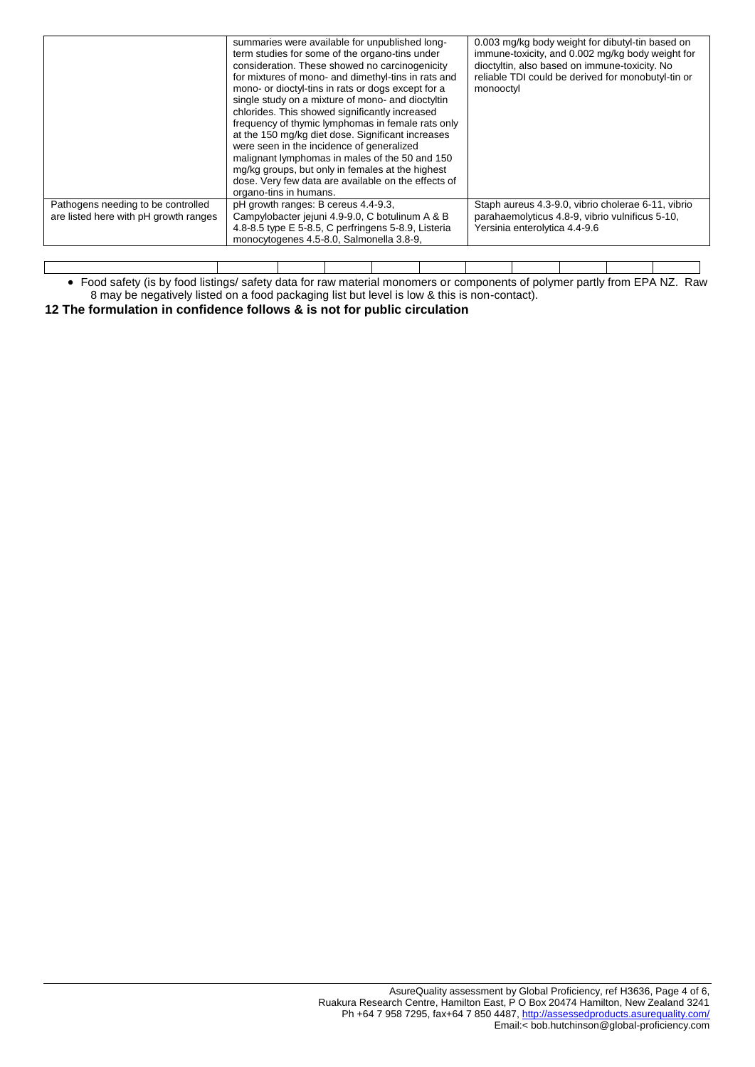| | | |
|---|---|---|
| | summaries were available for unpublished long-term studies for some of the organo-tins under consideration. These showed no carcinogenicity for mixtures of mono- and dimethyl-tins in rats and mono- or dioctyl-tins in rats or dogs except for a single study on a mixture of mono- and dioctyltin chlorides. This showed significantly increased frequency of thymic lymphomas in female rats only at the 150 mg/kg diet dose. Significant increases were seen in the incidence of generalized malignant lymphomas in males of the 50 and 150 mg/kg groups, but only in females at the highest dose. Very few data are available on the effects of organo-tins in humans. | 0.003 mg/kg body weight for dibutyl-tin based on immune-toxicity, and 0.002 mg/kg body weight for dioctyltin, also based on immune-toxicity. No reliable TDI could be derived for monobutyl-tin or monooctyl |
| Pathogens needing to be controlled are listed here with pH growth ranges | pH growth ranges: B cereus 4.4-9.3, Campylobacter jejuni 4.9-9.0, C botulinum A & B 4.8-8.5 type E 5-8.5, C perfringens 5-8.9, Listeria monocytogenes 4.5-8.0, Salmonella 3.8-9, | Staph aureus 4.3-9.0, vibrio cholerae 6-11, vibrio parahaemolyticus 4.8-9, vibrio vulnificus 5-10, Yersinia enterolytica 4.4-9.6 |

- Food safety (is by food listings/ safety data for raw material monomers or components of polymer partly from EPA NZ. Raw 8 may be negatively listed on a food packaging list but level is low & this is non-contact).

**12 The formulation in confidence follows & is not for public circulation**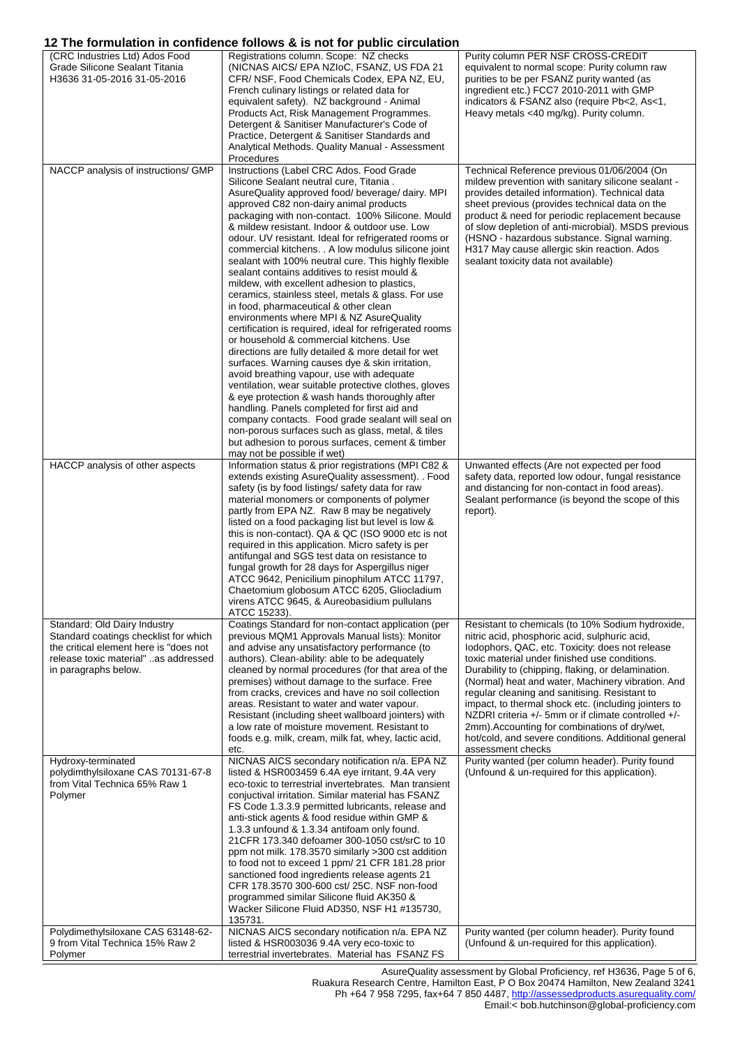## 12 The formulation in confidence follows & is not for public circulation

| | | |
|---|---|---|
| (CRC Industries Ltd) Ados Food Grade Silicone Sealant Titania H3636 31-05-2016 31-05-2016 | Registrations column. Scope: NZ checks (NICNAS AICS/ EPA NZIoC, FSANZ, US FDA 21 CFR/ NSF, Food Chemicals Codex, EPA NZ, EU, French culinary listings or related data for equivalent safety). NZ background - Animal Products Act, Risk Management Programmes. Detergent & Sanitiser Manufacturer's Code of Practice, Detergent & Sanitiser Standards and Analytical Methods. Quality Manual - Assessment Procedures | Purity column PER NSF CROSS-CREDIT equivalent to normal scope: Purity column raw purities to be per FSANZ purity wanted (as ingredient etc.) FCC7 2010-2011 with GMP indicators & FSANZ also (require Pb<2, As<1, Heavy metals <40 mg/kg). Purity column. |
| NACCP analysis of instructions/ GMP | Instructions (Label CRC Ados. Food Grade Silicone Sealant neutral cure, Titania . AsureQuality approved food/ beverage/ dairy. MPI approved C82 non-dairy animal products packaging with non-contact. 100% Silicone. Mould & mildew resistant. Indoor & outdoor use. Low odour. UV resistant. Ideal for refrigerated rooms or commercial kitchens. . A low modulus silicone joint sealant with 100% neutral cure. This highly flexible sealant contains additives to resist mould & mildew, with excellent adhesion to plastics, ceramics, stainless steel, metals & glass. For use in food, pharmaceutical & other clean environments where MPI & NZ AsureQuality certification is required, ideal for refrigerated rooms or household & commercial kitchens. Use directions are fully detailed & more detail for wet surfaces. Warning causes dye & skin irritation, avoid breathing vapour, use with adequate ventilation, wear suitable protective clothes, gloves & eye protection & wash hands thoroughly after handling. Panels completed for first aid and company contacts. Food grade sealant will seal on non-porous surfaces such as glass, metal, & tiles but adhesion to porous surfaces, cement & timber may not be possible if wet) | Technical Reference previous 01/06/2004 (On mildew prevention with sanitary silicone sealant - provides detailed information). Technical data sheet previous (provides technical data on the product & need for periodic replacement because of slow depletion of anti-microbial). MSDS previous (HSNO - hazardous substance. Signal warning. H317 May cause allergic skin reaction. Ados sealant toxicity data not available) |
| HACCP analysis of other aspects | Information status & prior registrations (MPI C82 & extends existing AsureQuality assessment). . Food safety (is by food listings/ safety data for raw material monomers or components of polymer partly from EPA NZ. Raw 8 may be negatively listed on a food packaging list but level is low & this is non-contact). QA & QC (ISO 9000 etc is not required in this application. Micro safety is per antifungal and SGS test data on resistance to fungal growth for 28 days for Aspergillus niger ATCC 9642, Penicilium pinophilum ATCC 11797, Chaetomium globosum ATCC 6205, Gliocladium virens ATCC 9645, & Aureobasidium pullulans ATCC 15233). | Unwanted effects (Are not expected per food safety data, reported low odour, fungal resistance and distancing for non-contact in food areas). Sealant performance (is beyond the scope of this report). |
| Standard: Old Dairy Industry Standard coatings checklist for which the critical element here is "does not release toxic material" ..as addressed in paragraphs below. | Coatings Standard for non-contact application (per previous MQM1 Approvals Manual lists): Monitor and advise any unsatisfactory performance (to authors). Clean-ability: able to be adequately cleaned by normal procedures (for that area of the premises) without damage to the surface. Free from cracks, crevices and have no soil collection areas. Resistant to water and water vapour. Resistant (including sheet wallboard jointers) with a low rate of moisture movement. Resistant to foods e.g. milk, cream, milk fat, whey, lactic acid, etc. | Resistant to chemicals (to 10% Sodium hydroxide, nitric acid, phosphoric acid, sulphuric acid, Iodophors, QAC, etc. Toxicity: does not release toxic material under finished use conditions. Durability to (chipping, flaking, or delamination. (Normal) heat and water, Machinery vibration. And regular cleaning and sanitising. Resistant to impact, to thermal shock etc. (including jointers to NZDRI criteria +/- 5mm or if climate controlled +/- 2mm).Accounting for combinations of dry/wet, hot/cold, and severe conditions. Additional general assessment checks |
| Hydroxy-terminated polydimthylsiloxane CAS 70131-67-8 from Vital Technica 65% Raw 1 Polymer | NICNAS AICS secondary notification n/a. EPA NZ listed & HSR003459 6.4A eye irritant, 9.4A very eco-toxic to terrestrial invertebrates. Man transient conjuctival irritation. Similar material has FSANZ FS Code 1.3.3.9 permitted lubricants, release and anti-stick agents & food residue within GMP & 1.3.3 unfound & 1.3.34 antifoam only found. 21CFR 173.340 defoamer 300-1050 cst/srC to 10 ppm not milk. 178.3570 similarly >300 cst addition to food not to exceed 1 ppm/ 21 CFR 181.28 prior sanctioned food ingredients release agents 21 CFR 178.3570 300-600 cst/ 25C. NSF non-food programmed similar Silicone fluid AK350 & Wacker Silicone Fluid AD350, NSF H1 #135730, 135731. | Purity wanted (per column header). Purity found (Unfound & un-required for this application). |
| Polydimethylsiloxane CAS 63148-62-9 from Vital Technica 15% Raw 2 Polymer | NICNAS AICS secondary notification n/a. EPA NZ listed & HSR003036 9.4A very eco-toxic to terrestrial invertebrates. Material has FSANZ FS | Purity wanted (per column header). Purity found (Unfound & un-required for this application). |

AsureQuality assessment by Global Proficiency, ref H3636, Page 5 of 6, Ruakura Research Centre, Hamilton East, P O Box 20474 Hamilton, New Zealand 3241 Ph +64 7 958 7295, fax+64 7 850 4487, http://assessedproducts.asurequality.com/ Email:< bob.hutchinson@global-proficiency.com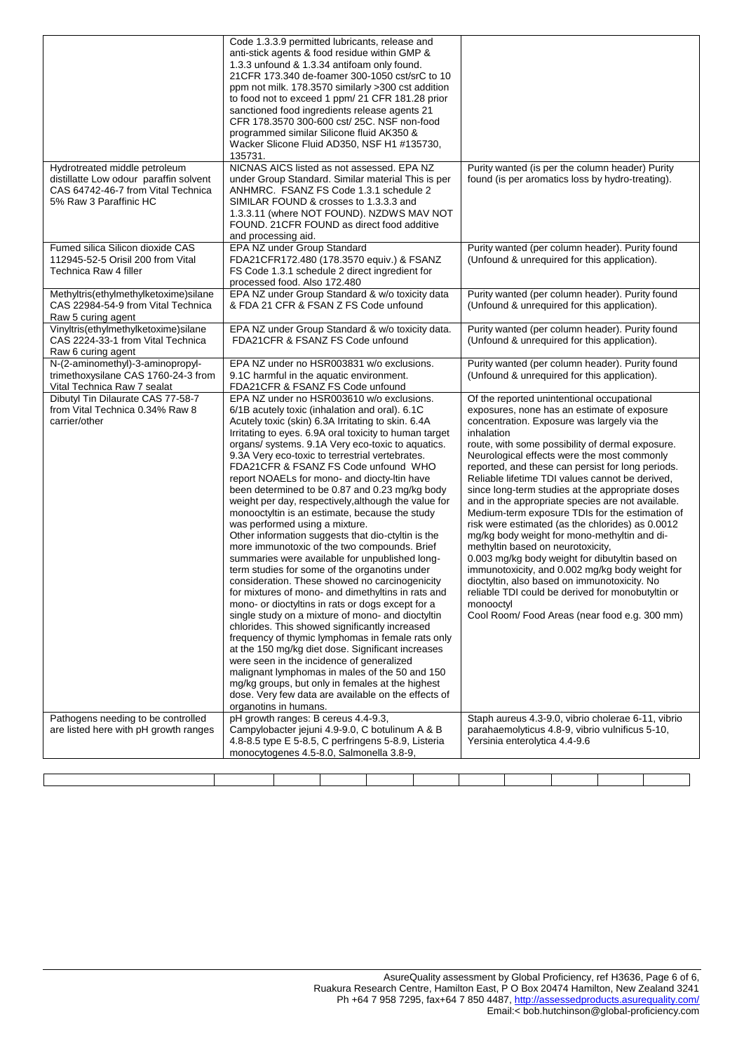| | | |
|---|---|---|
| | Code 1.3.3.9 permitted lubricants, release and anti-stick agents & food residue within GMP & 1.3.3 unfound & 1.3.34 antifoam only found. 21CFR 173.340 de-foamer 300-1050 cst/srC to 10 ppm not milk. 178.3570 similarly >300 cst addition to food not to exceed 1 ppm/ 21 CFR 181.28 prior sanctioned food ingredients release agents 21 CFR 178.3570 300-600 cst/ 25C. NSF non-food programmed similar Silicone fluid AK350 & Wacker Slicone Fluid AD350, NSF H1 #135730, 135731. | |
| Hydrotreated middle petroleum distillatte Low odour paraffin solvent CAS 64742-46-7 from Vital Technica 5% Raw 3 Paraffinic HC | NICNAS AICS listed as not assessed. EPA NZ under Group Standard. Similar material This is per ANHMRC. FSANZ FS Code 1.3.1 schedule 2 SIMILAR FOUND & crosses to 1.3.3.3 and 1.3.3.11 (where NOT FOUND). NZDWS MAV NOT FOUND. 21CFR FOUND as direct food additive and processing aid. | Purity wanted (is per the column header) Purity found (is per aromatics loss by hydro-treating). |
| Fumed silica Silicon dioxide CAS 112945-52-5 Orisil 200 from Vital Technica Raw 4 filler | EPA NZ under Group Standard FDA21CFR172.480 (178.3570 equiv.) & FSANZ FS Code 1.3.1 schedule 2 direct ingredient for processed food. Also 172.480 | Purity wanted (per column header). Purity found (Unfound & unrequired for this application). |
| Methyltris(ethylmethylketoxime)silane CAS 22984-54-9 from Vital Technica Raw 5 curing agent | EPA NZ under Group Standard & w/o toxicity data & FDA 21 CFR & FSAN Z FS Code unfound | Purity wanted (per column header). Purity found (Unfound & unrequired for this application). |
| Vinyltris(ethylmethylketoxime)silane CAS 2224-33-1 from Vital Technica Raw 6 curing agent | EPA NZ under Group Standard & w/o toxicity data. FDA21CFR & FSANZ FS Code unfound | Purity wanted (per column header). Purity found (Unfound & unrequired for this application). |
| N-(2-aminomethyl)-3-aminopropyl-trimethoxysilane CAS 1760-24-3 from Vital Technica Raw 7 sealat | EPA NZ under no HSR003831 w/o exclusions. 9.1C harmful in the aquatic environment. FDA21CFR & FSANZ FS Code unfound | Purity wanted (per column header). Purity found (Unfound & unrequired for this application). |
| Dibutyl Tin Dilaurate CAS 77-58-7 from Vital Technica 0.34% Raw 8 carrier/other | EPA NZ under no HSR003610 w/o exclusions. 6/1B acutely toxic (inhalation and oral). 6.1C Acutely toxic (skin) 6.3A Irritating to skin. 6.4A Irritating to eyes. 6.9A oral toxicity to human target organs/ systems. 9.1A Very eco-toxic to aquatics. 9.3A Very eco-toxic to terrestrial vertebrates. FDA21CFR & FSANZ FS Code unfound WHO report NOAELs for mono- and diocty-ltin have been determined to be 0.87 and 0.23 mg/kg body weight per day, respectively,although the value for monooctyltin is an estimate, because the study was performed using a mixture. Other information suggests that dio-ctyltin is the more immunotoxic of the two compounds. Brief summaries were available for unpublished long-term studies for some of the organotins under consideration. These showed no carcinogenicity for mixtures of mono- and dimethyltins in rats and mono- or dioctyltins in rats or dogs except for a single study on a mixture of mono- and dioctyltin chlorides. This showed significantly increased frequency of thymic lymphomas in female rats only at the 150 mg/kg diet dose. Significant increases were seen in the incidence of generalized malignant lymphomas in males of the 50 and 150 mg/kg groups, but only in females at the highest dose. Very few data are available on the effects of organotins in humans. | Of the reported unintentional occupational exposures, none has an estimate of exposure concentration. Exposure was largely via the inhalation route, with some possibility of dermal exposure. Neurological effects were the most commonly reported, and these can persist for long periods. Reliable lifetime TDI values cannot be derived, since long-term studies at the appropriate doses and in the appropriate species are not available. Medium-term exposure TDIs for the estimation of risk were estimated (as the chlorides) as 0.0012 mg/kg body weight for mono-methyltin and di-methyltin based on neurotoxicity, 0.003 mg/kg body weight for dibutyltin based on immunotoxicity, and 0.002 mg/kg body weight for dioctyltin, also based on immunotoxicity. No reliable TDI could be derived for monobutyltin or monooctyl Cool Room/ Food Areas (near food e.g. 300 mm) |
| Pathogens needing to be controlled are listed here with pH growth ranges | pH growth ranges: B cereus 4.4-9.3, Campylobacter jejuni 4.9-9.0, C botulinum A & B 4.8-8.5 type E 5-8.5, C perfringens 5-8.9, Listeria monocytogenes 4.5-8.0, Salmonella 3.8-9, | Staph aureus 4.3-9.0, vibrio cholerae 6-11, vibrio parahaemolyticus 4.8-9, vibrio vulnificus 5-10, Yersinia enterolytica 4.4-9.6 |

AsureQuality assessment by Global Proficiency, ref H3636, Page 6 of 6,
Ruakura Research Centre, Hamilton East, P O Box 20474 Hamilton, New Zealand 3241
Ph +64 7 958 7295, fax+64 7 850 4487, http://assessedproducts.asurequality.com/
Email:< bob.hutchinson@global-proficiency.com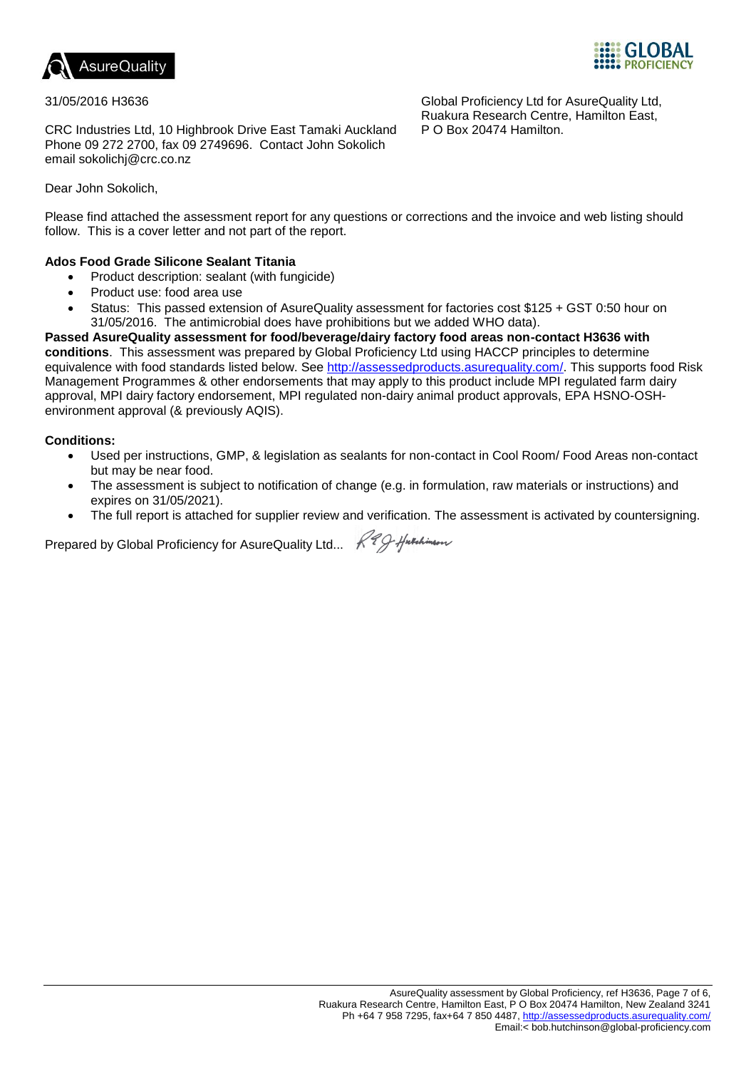31/05/2016 H3636

Global Proficiency Ltd for AsureQuality Ltd, Ruakura Research Centre, Hamilton East, P O Box 20474 Hamilton.

CRC Industries Ltd, 10 Highbrook Drive East Tamaki Auckland
Phone 09 272 2700, fax 09 2749696. Contact John Sokolich
email sokolichj@crc.co.nz

Dear John Sokolich,

Please find attached the assessment report for any questions or corrections and the invoice and web listing should follow. This is a cover letter and not part of the report.

**Ados Food Grade Silicone Sealant Titania**

- Product description: sealant (with fungicide)
- Product use: food area use
- Status: This passed extension of AsureQuality assessment for factories cost $125 + GST 0:50 hour on 31/05/2016. The antimicrobial does have prohibitions but we added WHO data).

**Passed AsureQuality assessment for food/beverage/dairy factory food areas non-contact H3636 with conditions**. This assessment was prepared by Global Proficiency Ltd using HACCP principles to determine equivalence with food standards listed below. See http://assessedproducts.asurequality.com/. This supports food Risk Management Programmes & other endorsements that may apply to this product include MPI regulated farm dairy approval, MPI dairy factory endorsement, MPI regulated non-dairy animal product approvals, EPA HSNO-OSH-environment approval (& previously AQIS).

**Conditions:**

- Used per instructions, GMP, & legislation as sealants for non-contact in Cool Room/ Food Areas non-contact but may be near food.
- The assessment is subject to notification of change (e.g. in formulation, raw materials or instructions) and expires on 31/05/2021).
- The full report is attached for supplier review and verification. The assessment is activated by countersigning.

Prepared by Global Proficiency for AsureQuality Ltd... R G J Hutchinson

AsureQuality assessment by Global Proficiency, ref H3636, Page 7 of 6,
Ruakura Research Centre, Hamilton East, P O Box 20474 Hamilton, New Zealand 3241
Ph +64 7 958 7295, fax+64 7 850 4487, http://assessedproducts.asurequality.com/
Email:< bob.hutchinson@global-proficiency.com